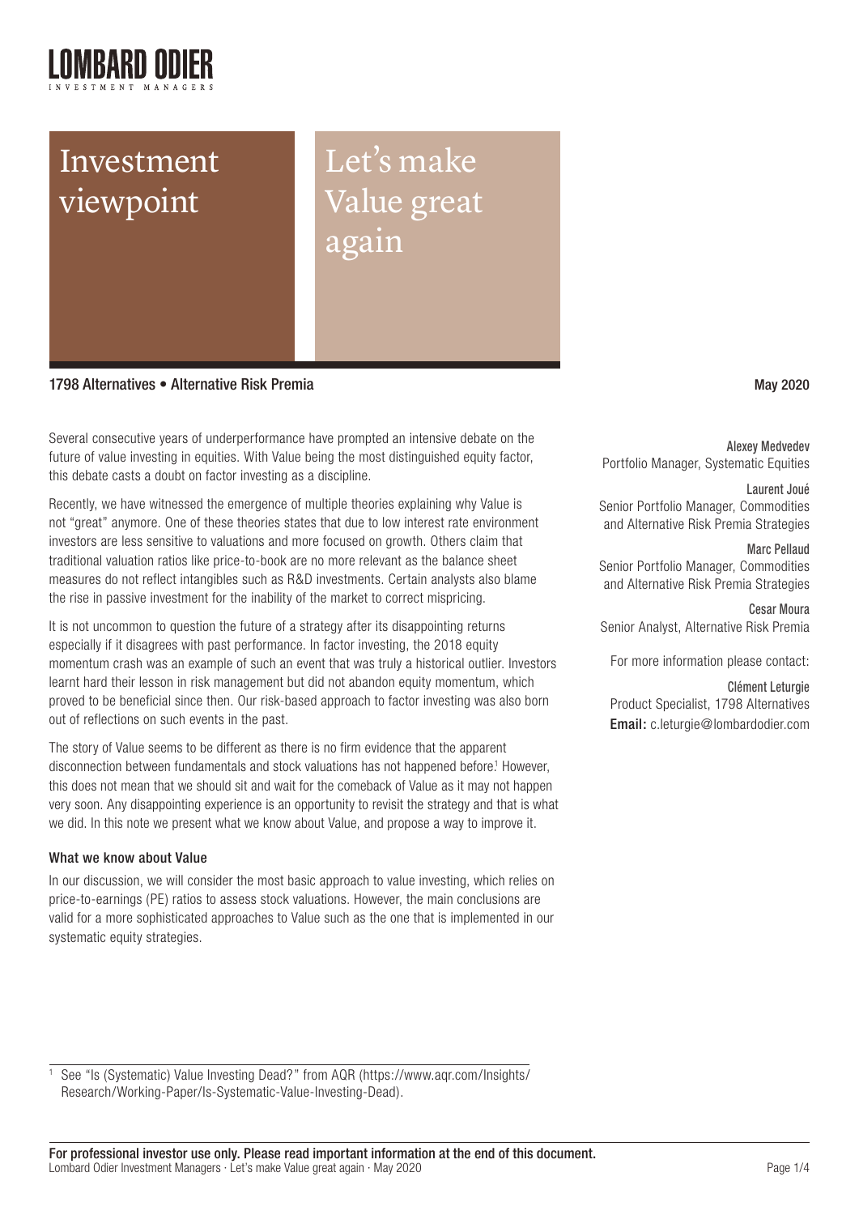# Investment viewpoint

# Let's make Value great again

1798 Alternatives • Alternative Risk Premia

May 2020

Alexey Medvedev
Portfolio Manager, Systematic Equities

Laurent Joué
Senior Portfolio Manager, Commodities and Alternative Risk Premia Strategies

Marc Pellaud
Senior Portfolio Manager, Commodities and Alternative Risk Premia Strategies

Cesar Moura
Senior Analyst, Alternative Risk Premia

For more information please contact:

Clément Leturgie
Product Specialist, 1798 Alternatives
**Email:** c.leturgie@lombardodier.com

Several consecutive years of underperformance have prompted an intensive debate on the future of value investing in equities. With Value being the most distinguished equity factor, this debate casts a doubt on factor investing as a discipline.

Recently, we have witnessed the emergence of multiple theories explaining why Value is not "great" anymore. One of these theories states that due to low interest rate environment investors are less sensitive to valuations and more focused on growth. Others claim that traditional valuation ratios like price-to-book are no more relevant as the balance sheet measures do not reflect intangibles such as R&D investments. Certain analysts also blame the rise in passive investment for the inability of the market to correct mispricing.

It is not uncommon to question the future of a strategy after its disappointing returns especially if it disagrees with past performance. In factor investing, the 2018 equity momentum crash was an example of such an event that was truly a historical outlier. Investors learnt hard their lesson in risk management but did not abandon equity momentum, which proved to be beneficial since then. Our risk-based approach to factor investing was also born out of reflections on such events in the past.

The story of Value seems to be different as there is no firm evidence that the apparent disconnection between fundamentals and stock valuations has not happened before.[1] However, this does not mean that we should sit and wait for the comeback of Value as it may not happen very soon. Any disappointing experience is an opportunity to revisit the strategy and that is what we did. In this note we present what we know about Value, and propose a way to improve it.

### What we know about Value

In our discussion, we will consider the most basic approach to value investing, which relies on price-to-earnings (PE) ratios to assess stock valuations. However, the main conclusions are valid for a more sophisticated approaches to Value such as the one that is implemented in our systematic equity strategies.

[1] See "Is (Systematic) Value Investing Dead?" from AQR (https://www.aqr.com/Insights/Research/Working-Paper/Is-Systematic-Value-Investing-Dead).

**For professional investor use only. Please read important information at the end of this document.**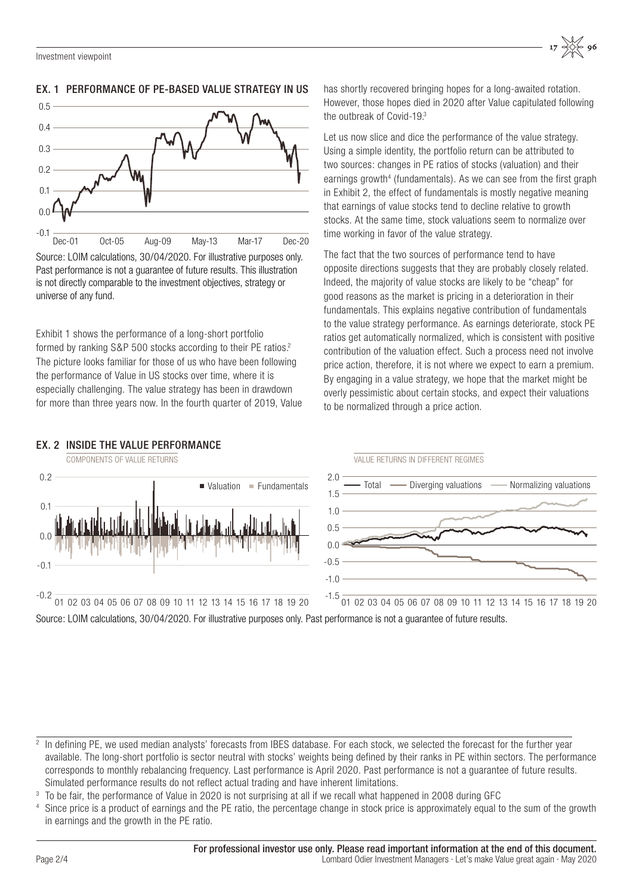### EX. 1 PERFORMANCE OF PE-BASED VALUE STRATEGY IN US

Source: LOIM calculations, 30/04/2020. For illustrative purposes only. Past performance is not a guarantee of future results. This illustration is not directly comparable to the investment objectives, strategy or universe of any fund.

Exhibit 1 shows the performance of a long-short portfolio formed by ranking S&P 500 stocks according to their PE ratios.[2] The picture looks familiar for those of us who have been following the performance of Value in US stocks over time, where it is especially challenging. The value strategy has been in drawdown for more than three years now. In the fourth quarter of 2019, Value has shortly recovered bringing hopes for a long-awaited rotation. However, those hopes died in 2020 after Value capitulated following the outbreak of Covid-19.[3]

Let us now slice and dice the performance of the value strategy. Using a simple identity, the portfolio return can be attributed to two sources: changes in PE ratios of stocks (valuation) and their earnings growth[4] (fundamentals). As we can see from the first graph in Exhibit 2, the effect of fundamentals is mostly negative meaning that earnings of value stocks tend to decline relative to growth stocks. At the same time, stock valuations seem to normalize over time working in favor of the value strategy.

The fact that the two sources of performance tend to have opposite directions suggests that they are probably closely related. Indeed, the majority of value stocks are likely to be "cheap" for good reasons as the market is pricing in a deterioration in their fundamentals. This explains negative contribution of fundamentals to the value strategy performance. As earnings deteriorate, stock PE ratios get automatically normalized, which is consistent with positive contribution of the valuation effect. Such a process need not involve price action, therefore, it is not where we expect to earn a premium. By engaging in a value strategy, we hope that the market might be overly pessimistic about certain stocks, and expect their valuations to be normalized through a price action.

### EX. 2 INSIDE THE VALUE PERFORMANCE

COMPONENTS OF VALUE RETURNS

VALUE RETURNS IN DIFFERENT REGIMES

Source: LOIM calculations, 30/04/2020. For illustrative purposes only. Past performance is not a guarantee of future results.

---

[2] In defining PE, we used median analysts' forecasts from IBES database. For each stock, we selected the forecast for the further year available. The long-short portfolio is sector neutral with stocks' weights being defined by their ranks in PE within sectors. The performance corresponds to monthly rebalancing frequency. Last performance is April 2020. Past performance is not a guarantee of future results. Simulated performance results do not reflect actual trading and have inherent limitations.

[3] To be fair, the performance of Value in 2020 is not surprising at all if we recall what happened in 2008 during GFC

[4] Since price is a product of earnings and the PE ratio, the percentage change in stock price is approximately equal to the sum of the growth in earnings and the growth in the PE ratio.

**For professional investor use only. Please read important information at the end of this document.**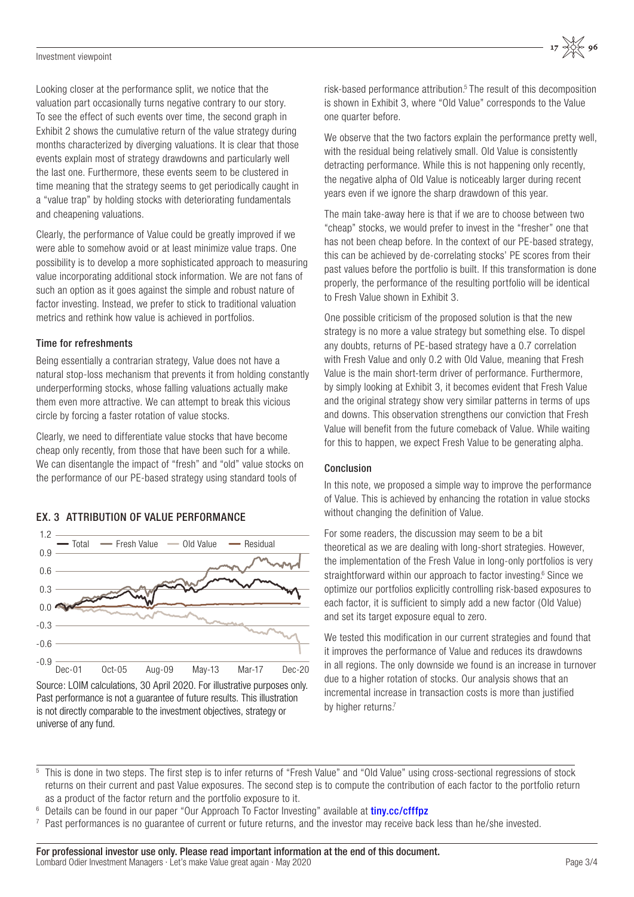Looking closer at the performance split, we notice that the valuation part occasionally turns negative contrary to our story. To see the effect of such events over time, the second graph in Exhibit 2 shows the cumulative return of the value strategy during months characterized by diverging valuations. It is clear that those events explain most of strategy drawdowns and particularly well the last one. Furthermore, these events seem to be clustered in time meaning that the strategy seems to get periodically caught in a "value trap" by holding stocks with deteriorating fundamentals and cheapening valuations.

Clearly, the performance of Value could be greatly improved if we were able to somehow avoid or at least minimize value traps. One possibility is to develop a more sophisticated approach to measuring value incorporating additional stock information. We are not fans of such an option as it goes against the simple and robust nature of factor investing. Instead, we prefer to stick to traditional valuation metrics and rethink how value is achieved in portfolios.

### Time for refreshments

Being essentially a contrarian strategy, Value does not have a natural stop-loss mechanism that prevents it from holding constantly underperforming stocks, whose falling valuations actually make them even more attractive. We can attempt to break this vicious circle by forcing a faster rotation of value stocks.

Clearly, we need to differentiate value stocks that have become cheap only recently, from those that have been such for a while. We can disentangle the impact of "fresh" and "old" value stocks on the performance of our PE-based strategy using standard tools of risk-based performance attribution.[5] The result of this decomposition is shown in Exhibit 3, where "Old Value" corresponds to the Value one quarter before.

### EX. 3 ATTRIBUTION OF VALUE PERFORMANCE

Source: LOIM calculations, 30 April 2020. For illustrative purposes only. Past performance is not a guarantee of future results. This illustration is not directly comparable to the investment objectives, strategy or universe of any fund.

We observe that the two factors explain the performance pretty well, with the residual being relatively small. Old Value is consistently detracting performance. While this is not happening only recently, the negative alpha of Old Value is noticeably larger during recent years even if we ignore the sharp drawdown of this year.

The main take-away here is that if we are to choose between two "cheap" stocks, we would prefer to invest in the "fresher" one that has not been cheap before. In the context of our PE-based strategy, this can be achieved by de-correlating stocks' PE scores from their past values before the portfolio is built. If this transformation is done properly, the performance of the resulting portfolio will be identical to Fresh Value shown in Exhibit 3.

One possible criticism of the proposed solution is that the new strategy is no more a value strategy but something else. To dispel any doubts, returns of PE-based strategy have a 0.7 correlation with Fresh Value and only 0.2 with Old Value, meaning that Fresh Value is the main short-term driver of performance. Furthermore, by simply looking at Exhibit 3, it becomes evident that Fresh Value and the original strategy show very similar patterns in terms of ups and downs. This observation strengthens our conviction that Fresh Value will benefit from the future comeback of Value. While waiting for this to happen, we expect Fresh Value to be generating alpha.

### Conclusion

In this note, we proposed a simple way to improve the performance of Value. This is achieved by enhancing the rotation in value stocks without changing the definition of Value.

For some readers, the discussion may seem to be a bit theoretical as we are dealing with long-short strategies. However, the implementation of the Fresh Value in long-only portfolios is very straightforward within our approach to factor investing.[6] Since we optimize our portfolios explicitly controlling risk-based exposures to each factor, it is sufficient to simply add a new factor (Old Value) and set its target exposure equal to zero.

We tested this modification in our current strategies and found that it improves the performance of Value and reduces its drawdowns in all regions. The only downside we found is an increase in turnover due to a higher rotation of stocks. Our analysis shows that an incremental increase in transaction costs is more than justified by higher returns.[7]

---

[5] This is done in two steps. The first step is to infer returns of "Fresh Value" and "Old Value" using cross-sectional regressions of stock returns on their current and past Value exposures. The second step is to compute the contribution of each factor to the portfolio return as a product of the factor return and the portfolio exposure to it.

[6] Details can be found in our paper "Our Approach To Factor Investing" available at tiny.cc/cfffpz

[7] Past performances is no guarantee of current or future returns, and the investor may receive back less than he/she invested.

**For professional investor use only. Please read important information at the end of this document.**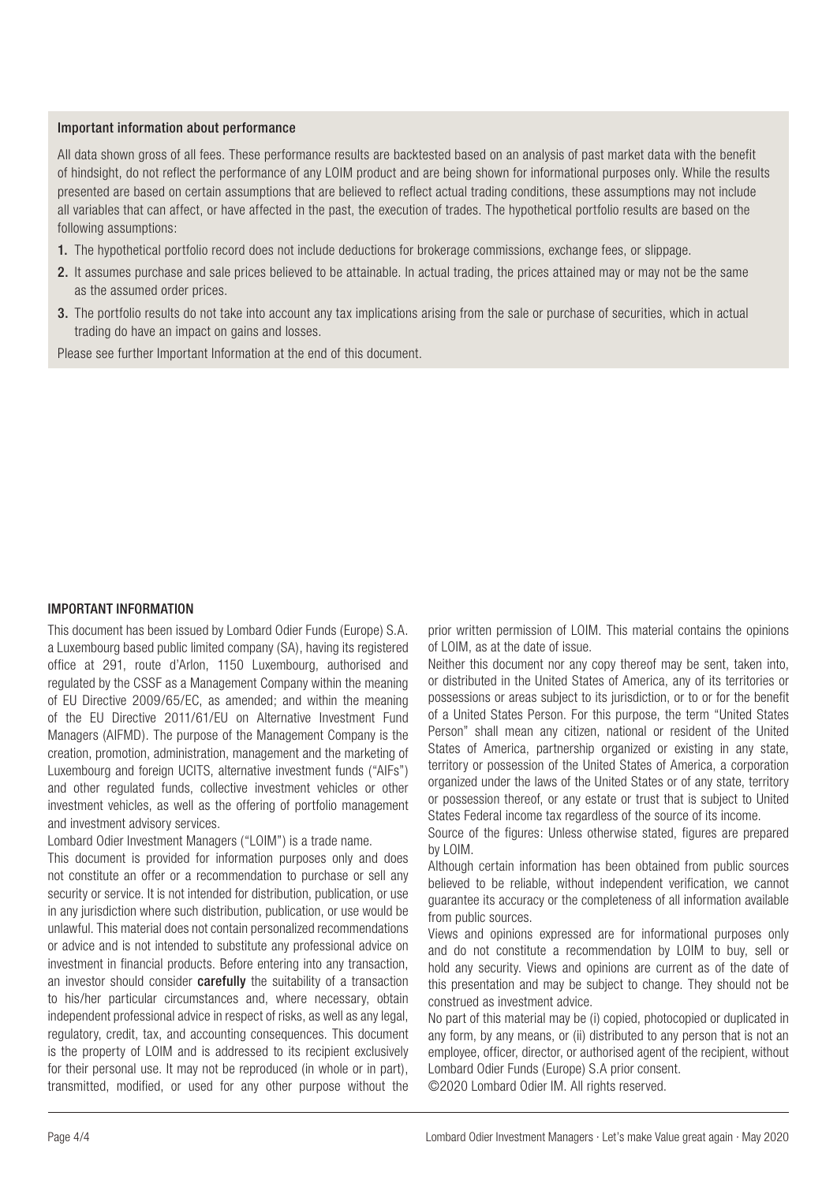### Important information about performance

All data shown gross of all fees. These performance results are backtested based on an analysis of past market data with the benefit of hindsight, do not reflect the performance of any LOIM product and are being shown for informational purposes only. While the results presented are based on certain assumptions that are believed to reflect actual trading conditions, these assumptions may not include all variables that can affect, or have affected in the past, the execution of trades. The hypothetical portfolio results are based on the following assumptions:

1. The hypothetical portfolio record does not include deductions for brokerage commissions, exchange fees, or slippage.
2. It assumes purchase and sale prices believed to be attainable. In actual trading, the prices attained may or may not be the same as the assumed order prices.
3. The portfolio results do not take into account any tax implications arising from the sale or purchase of securities, which in actual trading do have an impact on gains and losses.

Please see further Important Information at the end of this document.

### IMPORTANT INFORMATION

This document has been issued by Lombard Odier Funds (Europe) S.A. a Luxembourg based public limited company (SA), having its registered office at 291, route d'Arlon, 1150 Luxembourg, authorised and regulated by the CSSF as a Management Company within the meaning of EU Directive 2009/65/EC, as amended; and within the meaning of the EU Directive 2011/61/EU on Alternative Investment Fund Managers (AIFMD). The purpose of the Management Company is the creation, promotion, administration, management and the marketing of Luxembourg and foreign UCITS, alternative investment funds ("AIFs") and other regulated funds, collective investment vehicles or other investment vehicles, as well as the offering of portfolio management and investment advisory services.

Lombard Odier Investment Managers ("LOIM") is a trade name.

This document is provided for information purposes only and does not constitute an offer or a recommendation to purchase or sell any security or service. It is not intended for distribution, publication, or use in any jurisdiction where such distribution, publication, or use would be unlawful. This material does not contain personalized recommendations or advice and is not intended to substitute any professional advice on investment in financial products. Before entering into any transaction, an investor should consider **carefully** the suitability of a transaction to his/her particular circumstances and, where necessary, obtain independent professional advice in respect of risks, as well as any legal, regulatory, credit, tax, and accounting consequences. This document is the property of LOIM and is addressed to its recipient exclusively for their personal use. It may not be reproduced (in whole or in part), transmitted, modified, or used for any other purpose without the prior written permission of LOIM. This material contains the opinions of LOIM, as at the date of issue.

Neither this document nor any copy thereof may be sent, taken into, or distributed in the United States of America, any of its territories or possessions or areas subject to its jurisdiction, or to or for the benefit of a United States Person. For this purpose, the term "United States Person" shall mean any citizen, national or resident of the United States of America, partnership organized or existing in any state, territory or possession of the United States of America, a corporation organized under the laws of the United States or of any state, territory or possession thereof, or any estate or trust that is subject to United States Federal income tax regardless of the source of its income.

Source of the figures: Unless otherwise stated, figures are prepared by LOIM.

Although certain information has been obtained from public sources believed to be reliable, without independent verification, we cannot guarantee its accuracy or the completeness of all information available from public sources.

Views and opinions expressed are for informational purposes only and do not constitute a recommendation by LOIM to buy, sell or hold any security. Views and opinions are current as of the date of this presentation and may be subject to change. They should not be construed as investment advice.

No part of this material may be (i) copied, photocopied or duplicated in any form, by any means, or (ii) distributed to any person that is not an employee, officer, director, or authorised agent of the recipient, without Lombard Odier Funds (Europe) S.A prior consent.

©2020 Lombard Odier IM. All rights reserved.